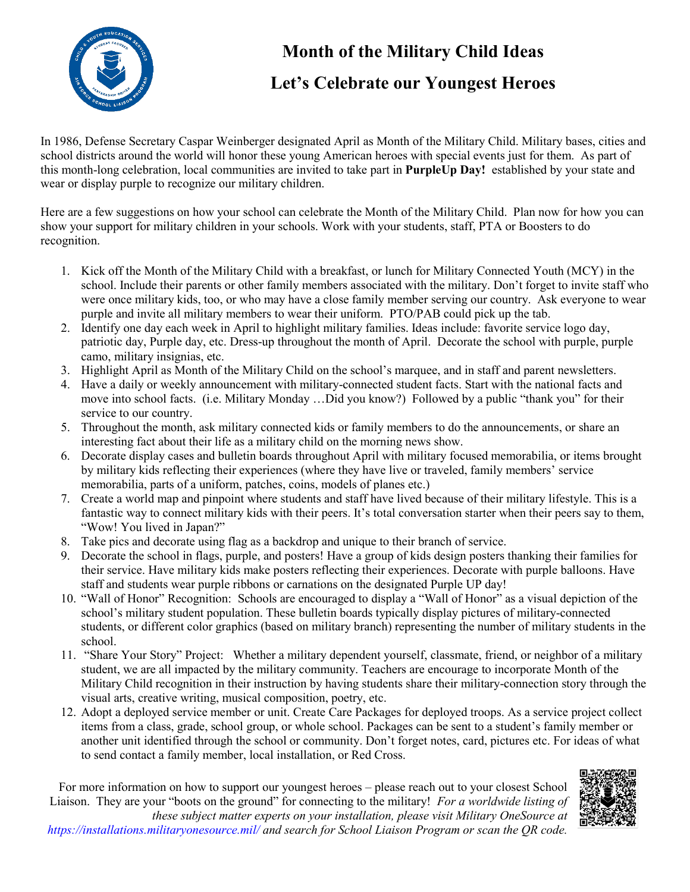# Month of the Military Child Ideas

## Let's Celebrate our Youngest Heroes

In 1986, Defense Secretary Caspar Weinberger designated April as Month of the Military Child. Military bases, cities and school districts around the world will honor these young American heroes with special events just for them. As part of this month-long celebration, local communities are invited to take part in **PurpleUp Day!** established by your state and wear or display purple to recognize our military children.

Here are a few suggestions on how your school can celebrate the Month of the Military Child. Plan now for how you can show your support for military children in your schools. Work with your students, staff, PTA or Boosters to do recognition.

1. Kick off the Month of the Military Child with a breakfast, or lunch for Military Connected Youth (MCY) in the school. Include their parents or other family members associated with the military. Don't forget to invite staff who were once military kids, too, or who may have a close family member serving our country. Ask everyone to wear purple and invite all military members to wear their uniform. PTO/PAB could pick up the tab.
2. Identify one day each week in April to highlight military families. Ideas include: favorite service logo day, patriotic day, Purple day, etc. Dress-up throughout the month of April. Decorate the school with purple, purple camo, military insignias, etc.
3. Highlight April as Month of the Military Child on the school's marquee, and in staff and parent newsletters.
4. Have a daily or weekly announcement with military-connected student facts. Start with the national facts and move into school facts. (i.e. Military Monday …Did you know?) Followed by a public "thank you" for their service to our country.
5. Throughout the month, ask military connected kids or family members to do the announcements, or share an interesting fact about their life as a military child on the morning news show.
6. Decorate display cases and bulletin boards throughout April with military focused memorabilia, or items brought by military kids reflecting their experiences (where they have live or traveled, family members' service memorabilia, parts of a uniform, patches, coins, models of planes etc.)
7. Create a world map and pinpoint where students and staff have lived because of their military lifestyle. This is a fantastic way to connect military kids with their peers. It's total conversation starter when their peers say to them, "Wow! You lived in Japan?"
8. Take pics and decorate using flag as a backdrop and unique to their branch of service.
9. Decorate the school in flags, purple, and posters! Have a group of kids design posters thanking their families for their service. Have military kids make posters reflecting their experiences. Decorate with purple balloons. Have staff and students wear purple ribbons or carnations on the designated Purple UP day!
10. "Wall of Honor" Recognition: Schools are encouraged to display a "Wall of Honor" as a visual depiction of the school's military student population. These bulletin boards typically display pictures of military-connected students, or different color graphics (based on military branch) representing the number of military students in the school.
11. "Share Your Story" Project: Whether a military dependent yourself, classmate, friend, or neighbor of a military student, we are all impacted by the military community. Teachers are encourage to incorporate Month of the Military Child recognition in their instruction by having students share their military-connection story through the visual arts, creative writing, musical composition, poetry, etc.
12. Adopt a deployed service member or unit. Create Care Packages for deployed troops. As a service project collect items from a class, grade, school group, or whole school. Packages can be sent to a student's family member or another unit identified through the school or community. Don't forget notes, card, pictures etc. For ideas of what to send contact a family member, local installation, or Red Cross.

For more information on how to support our youngest heroes – please reach out to your closest School Liaison. They are your "boots on the ground" for connecting to the military! *For a worldwide listing of these subject matter experts on your installation, please visit Military OneSource at https://installations.militaryonesource.mil/ and search for School Liaison Program or scan the QR code.*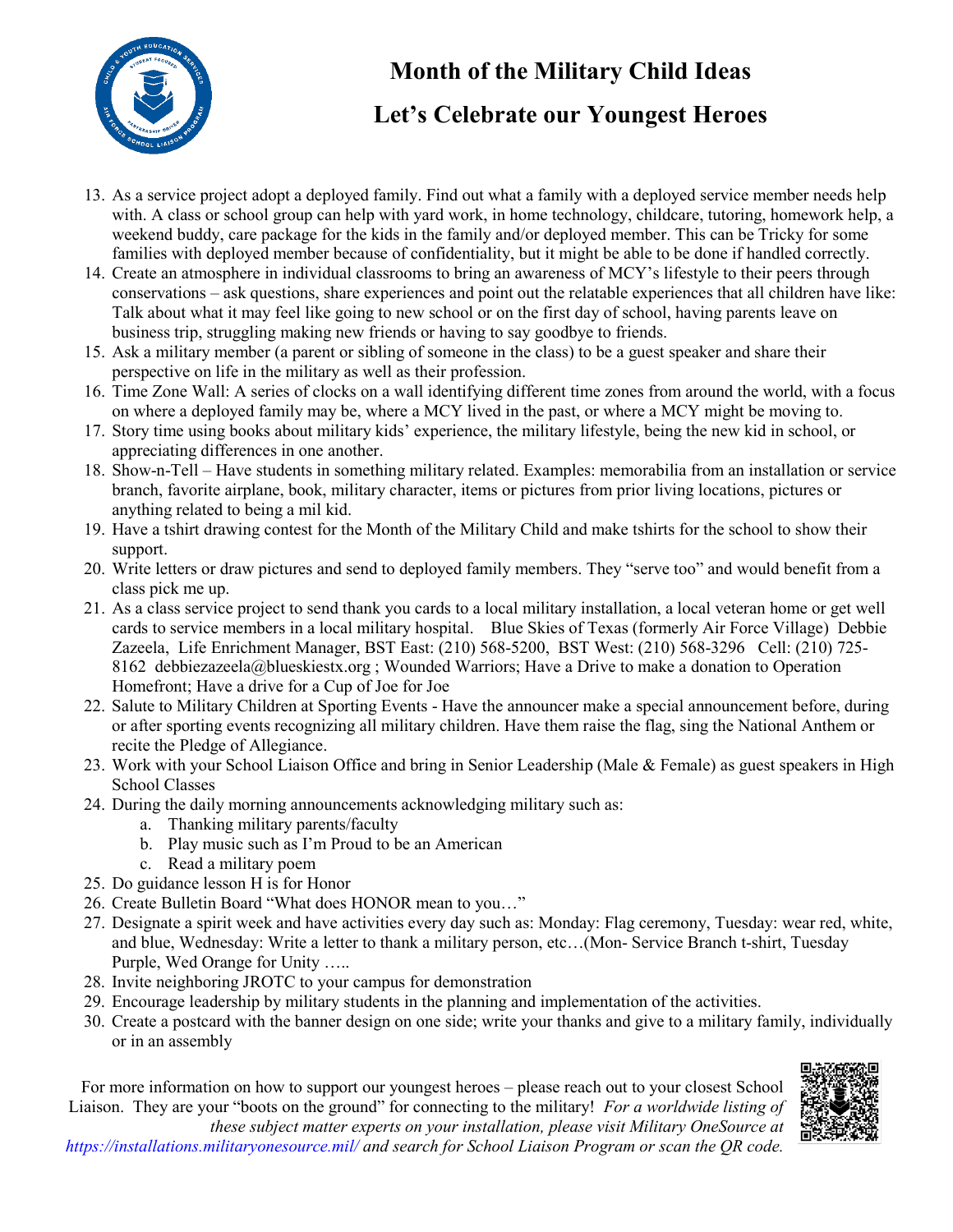# Month of the Military Child Ideas

# Let's Celebrate our Youngest Heroes

13. As a service project adopt a deployed family. Find out what a family with a deployed service member needs help with. A class or school group can help with yard work, in home technology, childcare, tutoring, homework help, a weekend buddy, care package for the kids in the family and/or deployed member. This can be Tricky for some families with deployed member because of confidentiality, but it might be able to be done if handled correctly.
14. Create an atmosphere in individual classrooms to bring an awareness of MCY's lifestyle to their peers through conservations – ask questions, share experiences and point out the relatable experiences that all children have like: Talk about what it may feel like going to new school or on the first day of school, having parents leave on business trip, struggling making new friends or having to say goodbye to friends.
15. Ask a military member (a parent or sibling of someone in the class) to be a guest speaker and share their perspective on life in the military as well as their profession.
16. Time Zone Wall: A series of clocks on a wall identifying different time zones from around the world, with a focus on where a deployed family may be, where a MCY lived in the past, or where a MCY might be moving to.
17. Story time using books about military kids' experience, the military lifestyle, being the new kid in school, or appreciating differences in one another.
18. Show-n-Tell – Have students in something military related. Examples: memorabilia from an installation or service branch, favorite airplane, book, military character, items or pictures from prior living locations, pictures or anything related to being a mil kid.
19. Have a tshirt drawing contest for the Month of the Military Child and make tshirts for the school to show their support.
20. Write letters or draw pictures and send to deployed family members. They "serve too" and would benefit from a class pick me up.
21. As a class service project to send thank you cards to a local military installation, a local veteran home or get well cards to service members in a local military hospital. Blue Skies of Texas (formerly Air Force Village) Debbie Zazeela, Life Enrichment Manager, BST East: (210) 568-5200, BST West: (210) 568-3296 Cell: (210) 725-8162 debbiezazeela@blueskiestx.org ; Wounded Warriors; Have a Drive to make a donation to Operation Homefront; Have a drive for a Cup of Joe for Joe
22. Salute to Military Children at Sporting Events - Have the announcer make a special announcement before, during or after sporting events recognizing all military children. Have them raise the flag, sing the National Anthem or recite the Pledge of Allegiance.
23. Work with your School Liaison Office and bring in Senior Leadership (Male & Female) as guest speakers in High School Classes
24. During the daily morning announcements acknowledging military such as:
    a. Thanking military parents/faculty
    b. Play music such as I'm Proud to be an American
    c. Read a military poem
25. Do guidance lesson H is for Honor
26. Create Bulletin Board "What does HONOR mean to you…"
27. Designate a spirit week and have activities every day such as: Monday: Flag ceremony, Tuesday: wear red, white, and blue, Wednesday: Write a letter to thank a military person, etc…(Mon- Service Branch t-shirt, Tuesday Purple, Wed Orange for Unity …..
28. Invite neighboring JROTC to your campus for demonstration
29. Encourage leadership by military students in the planning and implementation of the activities.
30. Create a postcard with the banner design on one side; write your thanks and give to a military family, individually or in an assembly

For more information on how to support our youngest heroes – please reach out to your closest School Liaison. They are your "boots on the ground" for connecting to the military! *For a worldwide listing of these subject matter experts on your installation, please visit Military OneSource at https://installations.militaryonesource.mil/ and search for School Liaison Program or scan the QR code.*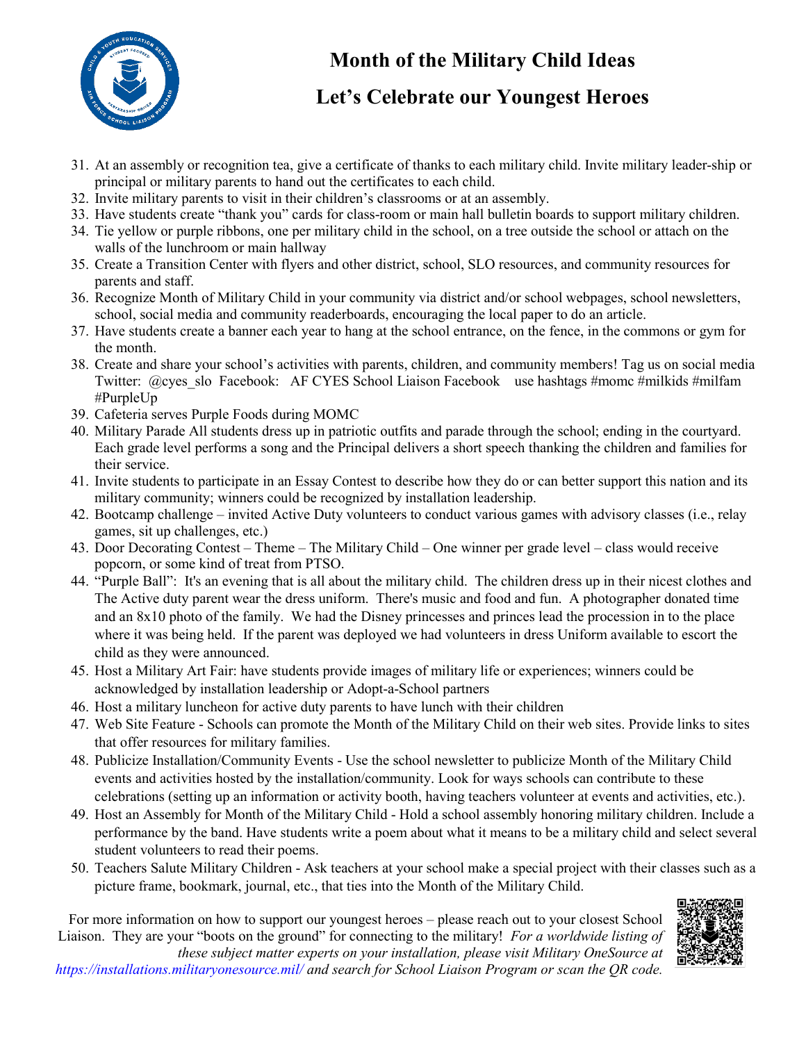# Month of the Military Child Ideas

## Let's Celebrate our Youngest Heroes

31. At an assembly or recognition tea, give a certificate of thanks to each military child. Invite military leader-ship or principal or military parents to hand out the certificates to each child.
32. Invite military parents to visit in their children's classrooms or at an assembly.
33. Have students create "thank you" cards for class-room or main hall bulletin boards to support military children.
34. Tie yellow or purple ribbons, one per military child in the school, on a tree outside the school or attach on the walls of the lunchroom or main hallway
35. Create a Transition Center with flyers and other district, school, SLO resources, and community resources for parents and staff.
36. Recognize Month of Military Child in your community via district and/or school webpages, school newsletters, school, social media and community readerboards, encouraging the local paper to do an article.
37. Have students create a banner each year to hang at the school entrance, on the fence, in the commons or gym for the month.
38. Create and share your school's activities with parents, children, and community members! Tag us on social media Twitter: @cyes_slo Facebook: AF CYES School Liaison Facebook use hashtags #momc #milkids #milfam #PurpleUp
39. Cafeteria serves Purple Foods during MOMC
40. Military Parade All students dress up in patriotic outfits and parade through the school; ending in the courtyard. Each grade level performs a song and the Principal delivers a short speech thanking the children and families for their service.
41. Invite students to participate in an Essay Contest to describe how they do or can better support this nation and its military community; winners could be recognized by installation leadership.
42. Bootcamp challenge – invited Active Duty volunteers to conduct various games with advisory classes (i.e., relay games, sit up challenges, etc.)
43. Door Decorating Contest – Theme – The Military Child – One winner per grade level – class would receive popcorn, or some kind of treat from PTSO.
44. "Purple Ball": It's an evening that is all about the military child. The children dress up in their nicest clothes and The Active duty parent wear the dress uniform. There's music and food and fun. A photographer donated time and an 8x10 photo of the family. We had the Disney princesses and princes lead the procession in to the place where it was being held. If the parent was deployed we had volunteers in dress Uniform available to escort the child as they were announced.
45. Host a Military Art Fair: have students provide images of military life or experiences; winners could be acknowledged by installation leadership or Adopt-a-School partners
46. Host a military luncheon for active duty parents to have lunch with their children
47. Web Site Feature - Schools can promote the Month of the Military Child on their web sites. Provide links to sites that offer resources for military families.
48. Publicize Installation/Community Events - Use the school newsletter to publicize Month of the Military Child events and activities hosted by the installation/community. Look for ways schools can contribute to these celebrations (setting up an information or activity booth, having teachers volunteer at events and activities, etc.).
49. Host an Assembly for Month of the Military Child - Hold a school assembly honoring military children. Include a performance by the band. Have students write a poem about what it means to be a military child and select several student volunteers to read their poems.
50. Teachers Salute Military Children - Ask teachers at your school make a special project with their classes such as a picture frame, bookmark, journal, etc., that ties into the Month of the Military Child.

For more information on how to support our youngest heroes – please reach out to your closest School Liaison. They are your "boots on the ground" for connecting to the military! *For a worldwide listing of these subject matter experts on your installation, please visit Military OneSource at https://installations.militaryonesource.mil/ and search for School Liaison Program or scan the QR code.*